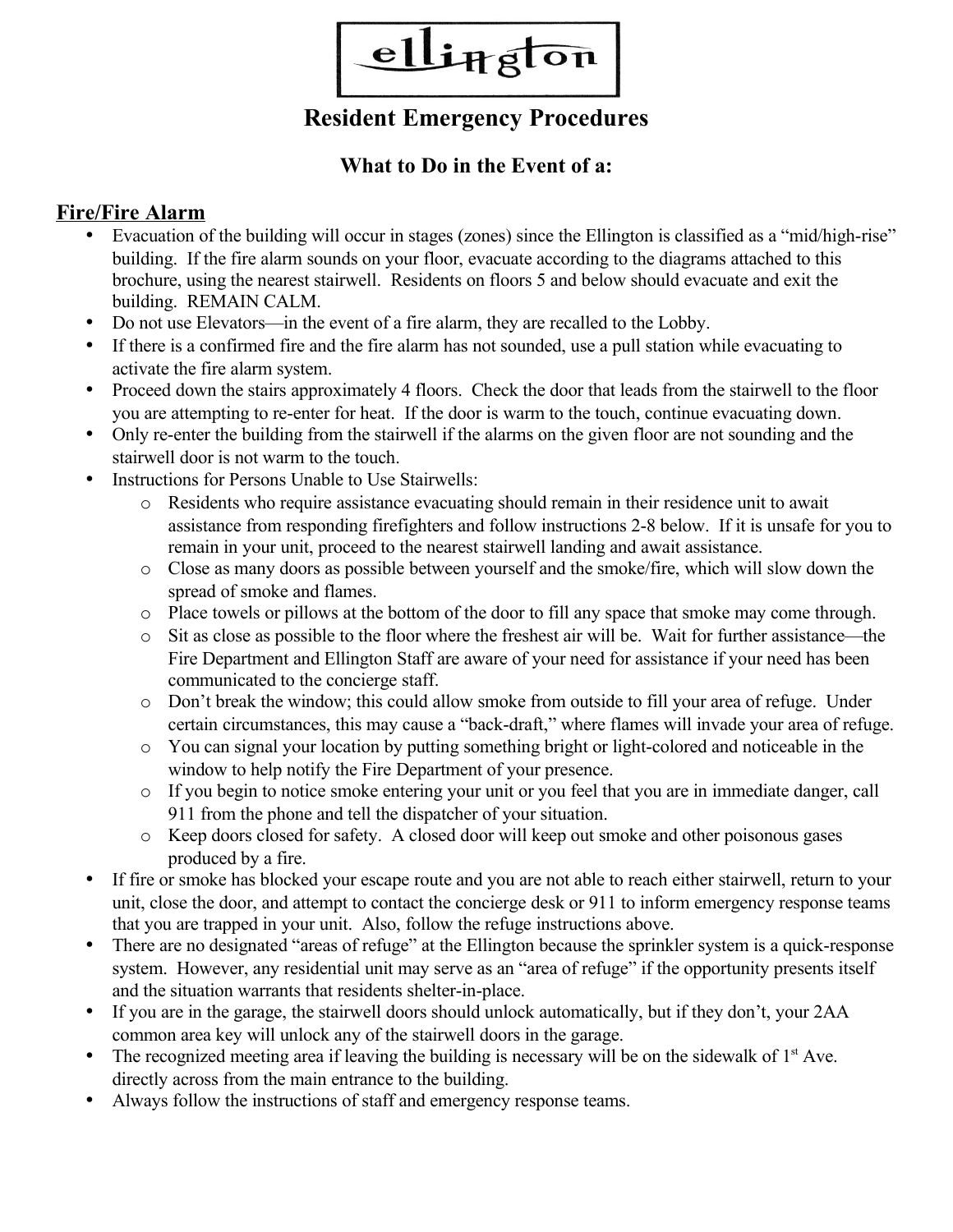# ellington

## Resident Emergency Procedures

### What to Do in the Event of a:

## Fire/Fire Alarm

- Evacuation of the building will occur in stages (zones) since the Ellington is classified as a "mid/high-rise" building. If the fire alarm sounds on your floor, evacuate according to the diagrams attached to this brochure, using the nearest stairwell. Residents on floors 5 and below should evacuate and exit the building. REMAIN CALM.
- Do not use Elevators—in the event of a fire alarm, they are recalled to the Lobby.
- If there is a confirmed fire and the fire alarm has not sounded, use a pull station while evacuating to activate the fire alarm system.
- Proceed down the stairs approximately 4 floors. Check the door that leads from the stairwell to the floor you are attempting to re-enter for heat. If the door is warm to the touch, continue evacuating down.
- Only re-enter the building from the stairwell if the alarms on the given floor are not sounding and the stairwell door is not warm to the touch.
- Instructions for Persons Unable to Use Stairwells:
  - Residents who require assistance evacuating should remain in their residence unit to await assistance from responding firefighters and follow instructions 2-8 below. If it is unsafe for you to remain in your unit, proceed to the nearest stairwell landing and await assistance.
  - Close as many doors as possible between yourself and the smoke/fire, which will slow down the spread of smoke and flames.
  - Place towels or pillows at the bottom of the door to fill any space that smoke may come through.
  - Sit as close as possible to the floor where the freshest air will be. Wait for further assistance—the Fire Department and Ellington Staff are aware of your need for assistance if your need has been communicated to the concierge staff.
  - Don't break the window; this could allow smoke from outside to fill your area of refuge. Under certain circumstances, this may cause a "back-draft," where flames will invade your area of refuge.
  - You can signal your location by putting something bright or light-colored and noticeable in the window to help notify the Fire Department of your presence.
  - If you begin to notice smoke entering your unit or you feel that you are in immediate danger, call 911 from the phone and tell the dispatcher of your situation.
  - Keep doors closed for safety. A closed door will keep out smoke and other poisonous gases produced by a fire.
- If fire or smoke has blocked your escape route and you are not able to reach either stairwell, return to your unit, close the door, and attempt to contact the concierge desk or 911 to inform emergency response teams that you are trapped in your unit. Also, follow the refuge instructions above.
- There are no designated "areas of refuge" at the Ellington because the sprinkler system is a quick-response system. However, any residential unit may serve as an "area of refuge" if the opportunity presents itself and the situation warrants that residents shelter-in-place.
- If you are in the garage, the stairwell doors should unlock automatically, but if they don't, your 2AA common area key will unlock any of the stairwell doors in the garage.
- The recognized meeting area if leaving the building is necessary will be on the sidewalk of 1st Ave. directly across from the main entrance to the building.
- Always follow the instructions of staff and emergency response teams.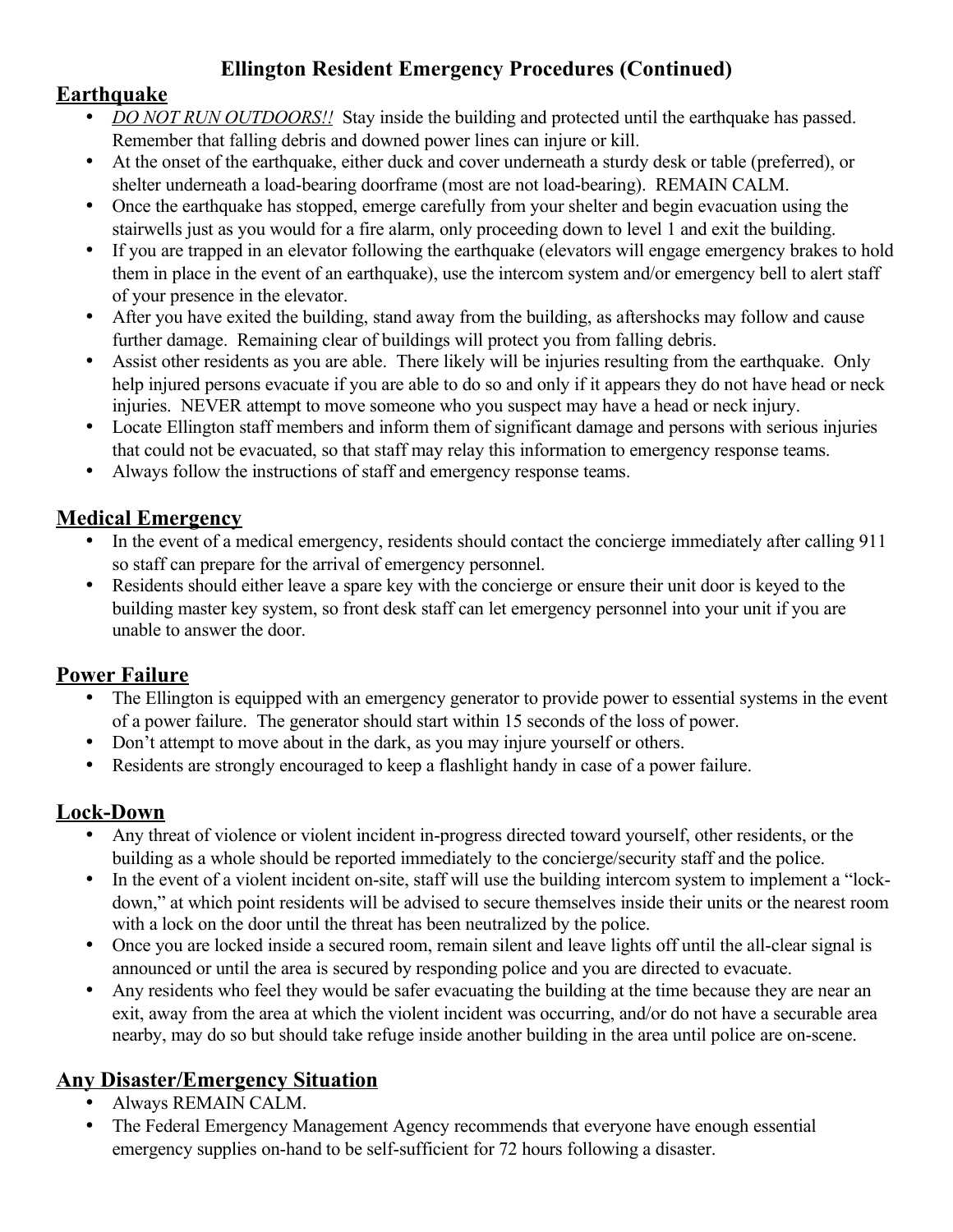## Ellington Resident Emergency Procedures (Continued)

### Earthquake

- *DO NOT RUN OUTDOORS!!* Stay inside the building and protected until the earthquake has passed. Remember that falling debris and downed power lines can injure or kill.
- At the onset of the earthquake, either duck and cover underneath a sturdy desk or table (preferred), or shelter underneath a load-bearing doorframe (most are not load-bearing). REMAIN CALM.
- Once the earthquake has stopped, emerge carefully from your shelter and begin evacuation using the stairwells just as you would for a fire alarm, only proceeding down to level 1 and exit the building.
- If you are trapped in an elevator following the earthquake (elevators will engage emergency brakes to hold them in place in the event of an earthquake), use the intercom system and/or emergency bell to alert staff of your presence in the elevator.
- After you have exited the building, stand away from the building, as aftershocks may follow and cause further damage. Remaining clear of buildings will protect you from falling debris.
- Assist other residents as you are able. There likely will be injuries resulting from the earthquake. Only help injured persons evacuate if you are able to do so and only if it appears they do not have head or neck injuries. NEVER attempt to move someone who you suspect may have a head or neck injury.
- Locate Ellington staff members and inform them of significant damage and persons with serious injuries that could not be evacuated, so that staff may relay this information to emergency response teams.
- Always follow the instructions of staff and emergency response teams.

### Medical Emergency

- In the event of a medical emergency, residents should contact the concierge immediately after calling 911 so staff can prepare for the arrival of emergency personnel.
- Residents should either leave a spare key with the concierge or ensure their unit door is keyed to the building master key system, so front desk staff can let emergency personnel into your unit if you are unable to answer the door.

### Power Failure

- The Ellington is equipped with an emergency generator to provide power to essential systems in the event of a power failure. The generator should start within 15 seconds of the loss of power.
- Don't attempt to move about in the dark, as you may injure yourself or others.
- Residents are strongly encouraged to keep a flashlight handy in case of a power failure.

### Lock-Down

- Any threat of violence or violent incident in-progress directed toward yourself, other residents, or the building as a whole should be reported immediately to the concierge/security staff and the police.
- In the event of a violent incident on-site, staff will use the building intercom system to implement a "lock-down," at which point residents will be advised to secure themselves inside their units or the nearest room with a lock on the door until the threat has been neutralized by the police.
- Once you are locked inside a secured room, remain silent and leave lights off until the all-clear signal is announced or until the area is secured by responding police and you are directed to evacuate.
- Any residents who feel they would be safer evacuating the building at the time because they are near an exit, away from the area at which the violent incident was occurring, and/or do not have a securable area nearby, may do so but should take refuge inside another building in the area until police are on-scene.

### Any Disaster/Emergency Situation

- Always REMAIN CALM.
- The Federal Emergency Management Agency recommends that everyone have enough essential emergency supplies on-hand to be self-sufficient for 72 hours following a disaster.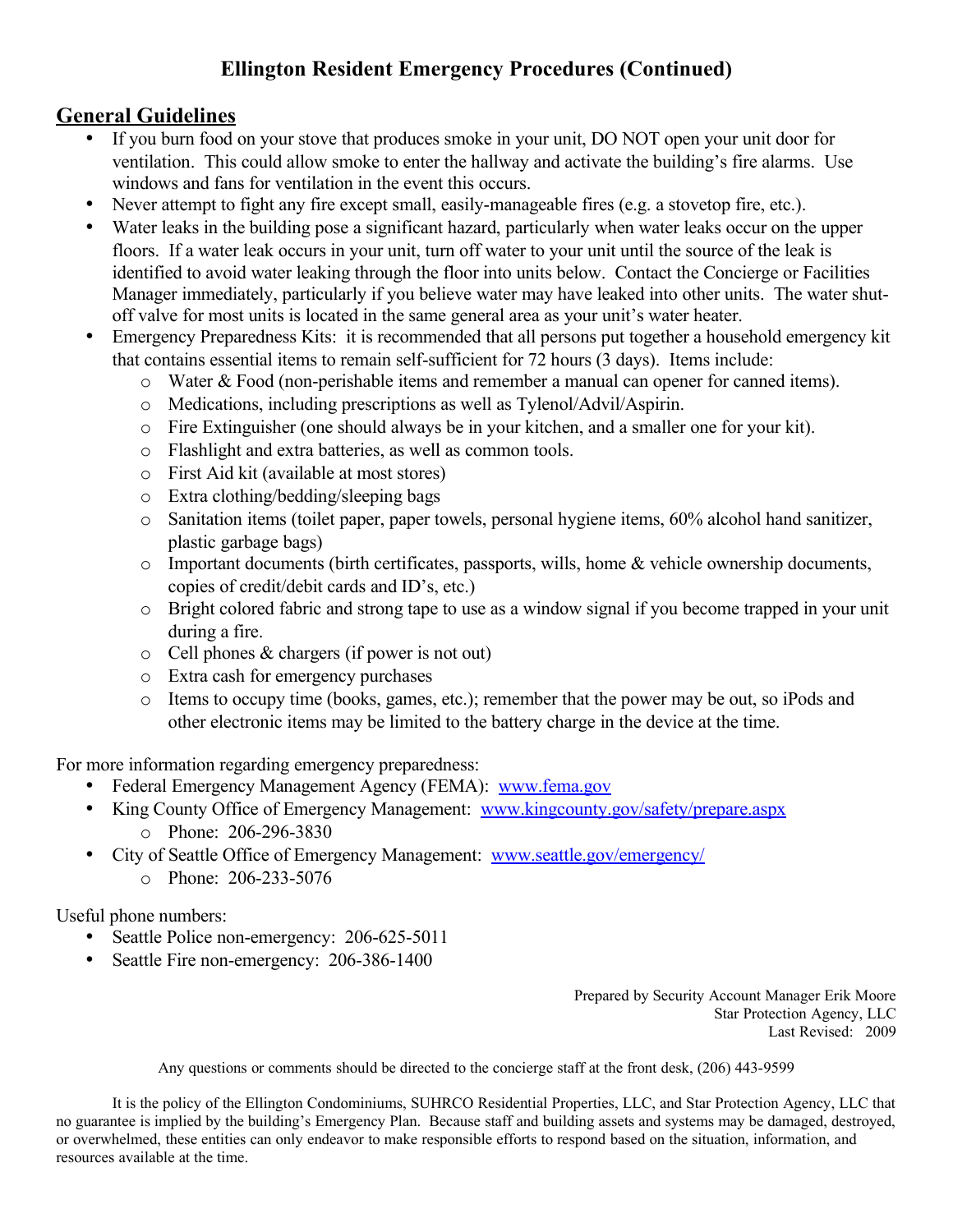# Ellington Resident Emergency Procedures (Continued)

## General Guidelines

- If you burn food on your stove that produces smoke in your unit, DO NOT open your unit door for ventilation. This could allow smoke to enter the hallway and activate the building's fire alarms. Use windows and fans for ventilation in the event this occurs.
- Never attempt to fight any fire except small, easily-manageable fires (e.g. a stovetop fire, etc.).
- Water leaks in the building pose a significant hazard, particularly when water leaks occur on the upper floors. If a water leak occurs in your unit, turn off water to your unit until the source of the leak is identified to avoid water leaking through the floor into units below. Contact the Concierge or Facilities Manager immediately, particularly if you believe water may have leaked into other units. The water shut-off valve for most units is located in the same general area as your unit's water heater.
- Emergency Preparedness Kits: it is recommended that all persons put together a household emergency kit that contains essential items to remain self-sufficient for 72 hours (3 days). Items include:
  - Water & Food (non-perishable items and remember a manual can opener for canned items).
  - Medications, including prescriptions as well as Tylenol/Advil/Aspirin.
  - Fire Extinguisher (one should always be in your kitchen, and a smaller one for your kit).
  - Flashlight and extra batteries, as well as common tools.
  - First Aid kit (available at most stores)
  - Extra clothing/bedding/sleeping bags
  - Sanitation items (toilet paper, paper towels, personal hygiene items, 60% alcohol hand sanitizer, plastic garbage bags)
  - Important documents (birth certificates, passports, wills, home & vehicle ownership documents, copies of credit/debit cards and ID's, etc.)
  - Bright colored fabric and strong tape to use as a window signal if you become trapped in your unit during a fire.
  - Cell phones & chargers (if power is not out)
  - Extra cash for emergency purchases
  - Items to occupy time (books, games, etc.); remember that the power may be out, so iPods and other electronic items may be limited to the battery charge in the device at the time.

For more information regarding emergency preparedness:

- Federal Emergency Management Agency (FEMA): [www.fema.gov](http://www.fema.gov)
- King County Office of Emergency Management: [www.kingcounty.gov/safety/prepare.aspx](http://www.kingcounty.gov/safety/prepare.aspx)
  - Phone: 206-296-3830
- City of Seattle Office of Emergency Management: [www.seattle.gov/emergency/](http://www.seattle.gov/emergency/)
  - Phone: 206-233-5076

Useful phone numbers:

- Seattle Police non-emergency: 206-625-5011
- Seattle Fire non-emergency: 206-386-1400

Prepared by Security Account Manager Erik Moore
Star Protection Agency, LLC
Last Revised: 2009

Any questions or comments should be directed to the concierge staff at the front desk, (206) 443-9599

It is the policy of the Ellington Condominiums, SUHRCO Residential Properties, LLC, and Star Protection Agency, LLC that no guarantee is implied by the building's Emergency Plan. Because staff and building assets and systems may be damaged, destroyed, or overwhelmed, these entities can only endeavor to make responsible efforts to respond based on the situation, information, and resources available at the time.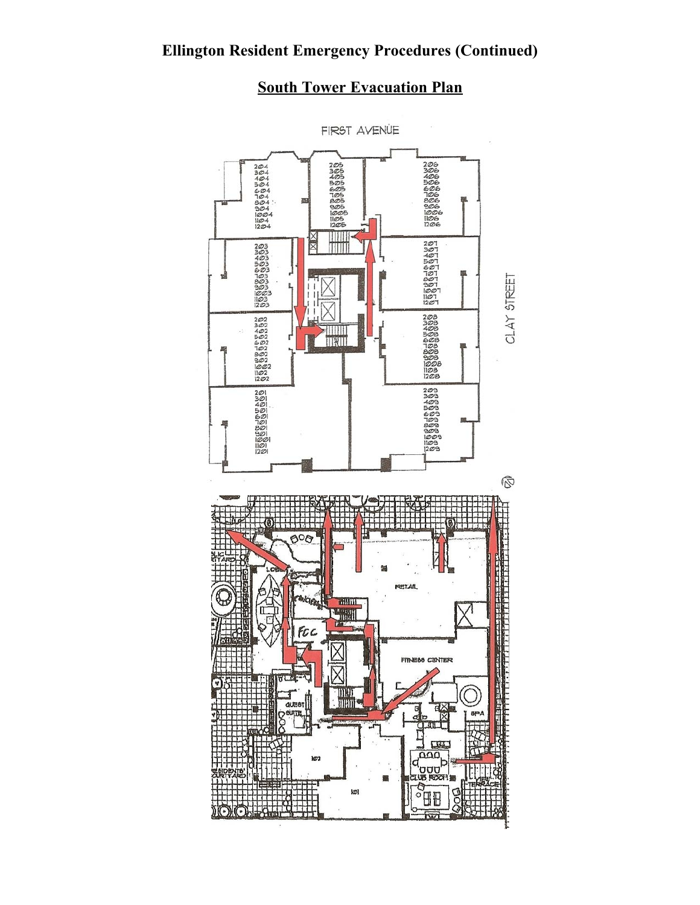# Ellington Resident Emergency Procedures (Continued)

## South Tower Evacuation Plan

FIRST AVENUE

CLAY STREET

204 304 404 504 604 704 804 904 1004 1104 1204

205 305 405 505 605 705 805 905 1005 1105 1205

206 306 406 506 606 706 806 906 1006 1106 1206

203 303 403 503 603 703 803 903 1003 1103 1203

207 307 407 507 607 707 807 907 1007 1107 1207

202 302 402 502 602 702 802 902 1002 1102 1202

208 308 408 508 608 708 808 908 1008 1108 1208

201 301 401 501 601 701 801 901 1001 1101 1201

209 309 409 509 609 709 809 909 1009 1109 1209

LOBBY

CONCIERGE

FCC

RETAIL

FITNESS CENTER

SPA

GUEST SUITE

CLUB ROOM

VIEW TERRACE

RESIDENTS' COURTYARD

PUBLIC COURTYARD

102

101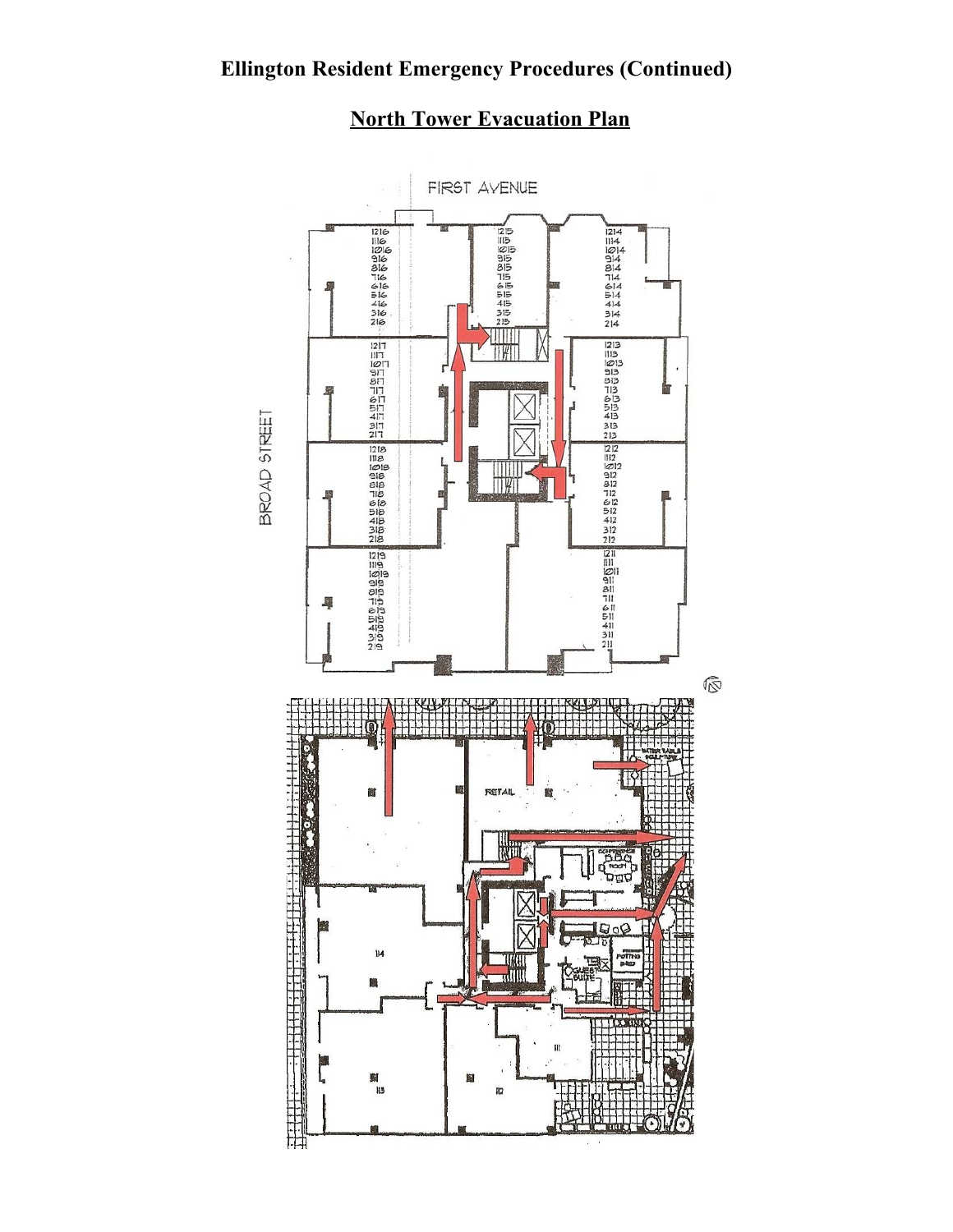# Ellington Resident Emergency Procedures (Continued)

## North Tower Evacuation Plan

FIRST AVENUE

BROAD STREET

1216
1116
1016
916
816
716
616
516
416
316
216

1215
1115
1015
915
815
715
615
515
415
315
215

1214
1114
1014
914
814
714
614
514
414
314
214

1217
1117
1017
917
817
717
617
517
417
317
217

1213
1113
1013
913
813
713
613
513
413
313
213

1218
1118
1018
918
818
718
618
518
418
318
218

1212
1112
1012
912
812
712
612
512
412
312
212

1219
1119
1019
919
819
719
619
519
419
319
219

1211
1111
1011
911
811
711
611
511
411
311
211

RETAIL

CONFERENCE ROOM

POTTING SHED

GUEST SUITE

WATER TABLE SCULPTURE

114

113

112

111